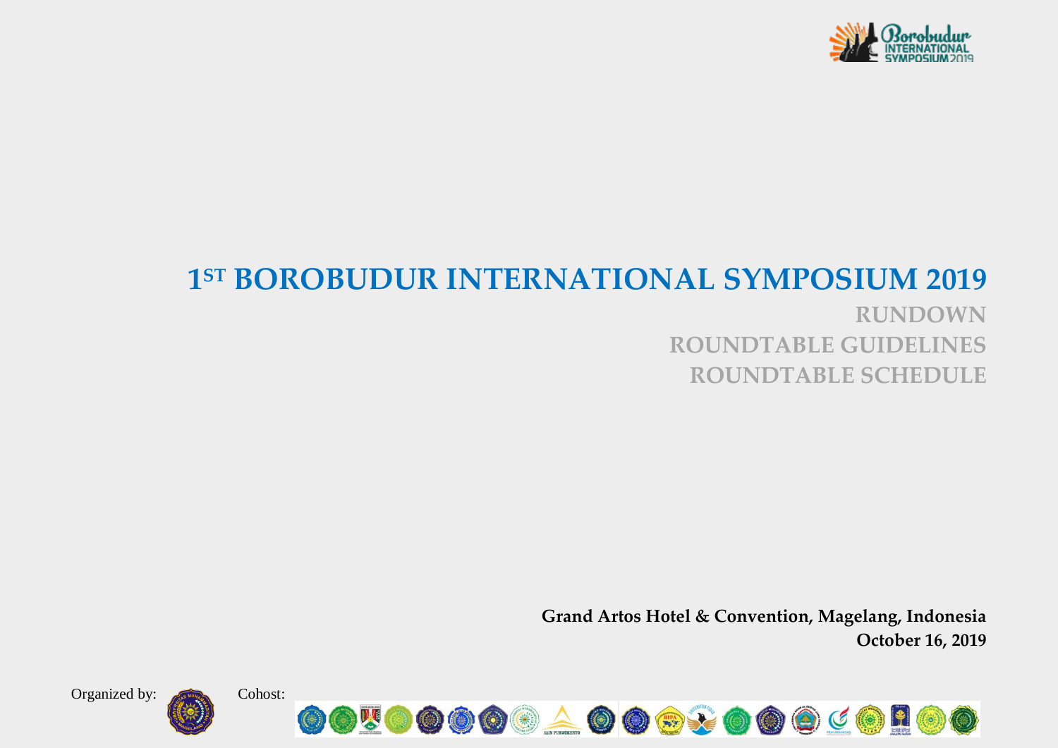# 1ST BOROBUDUR INTERNATIONAL SYMPOSIUM 2019

## RUNDOWN
## ROUNDTABLE GUIDELINES
## ROUNDTABLE SCHEDULE

**Grand Artos Hotel & Convention, Magelang, Indonesia**
**October 16, 2019**

Organized by:

Cohost: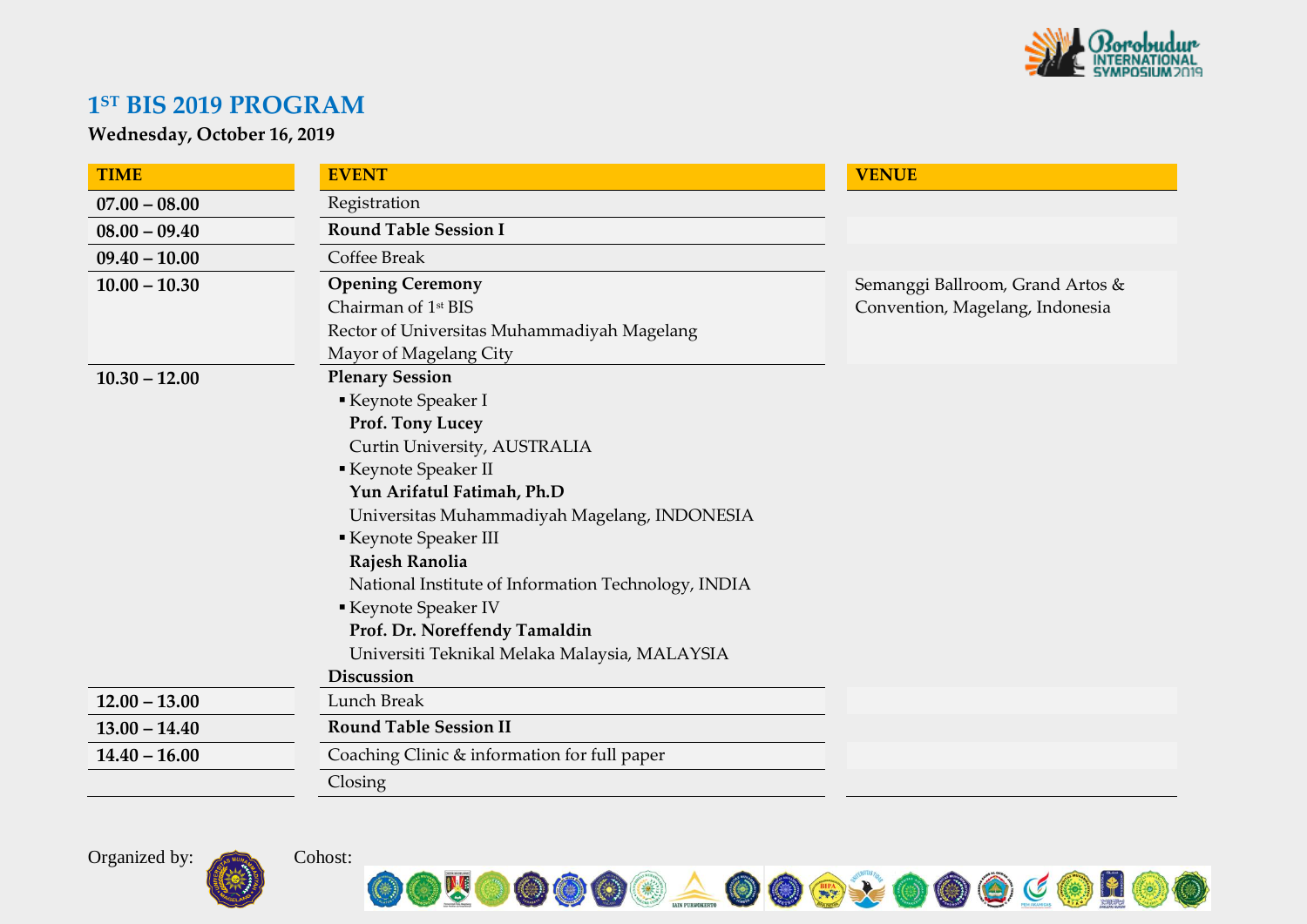# 1ST BIS 2019 PROGRAM

**Wednesday, October 16, 2019**

| TIME | EVENT | VENUE |
|---|---|---|
| **07.00 – 08.00** | Registration | |
| **08.00 – 09.40** | **Round Table Session I** | |
| **09.40 – 10.00** | Coffee Break | |
| **10.00 – 10.30** | **Opening Ceremony**<br>Chairman of 1st BIS<br>Rector of Universitas Muhammadiyah Magelang<br>Mayor of Magelang City | Semanggi Ballroom, Grand Artos & Convention, Magelang, Indonesia |
| **10.30 – 12.00** | **Plenary Session**<br>▪ Keynote Speaker I<br>**Prof. Tony Lucey**<br>Curtin University, AUSTRALIA<br>▪ Keynote Speaker II<br>**Yun Arifatul Fatimah, Ph.D**<br>Universitas Muhammadiyah Magelang, INDONESIA<br>▪ Keynote Speaker III<br>**Rajesh Ranolia**<br>National Institute of Information Technology, INDIA<br>▪ Keynote Speaker IV<br>**Prof. Dr. Noreffendy Tamaldin**<br>Universiti Teknikal Melaka Malaysia, MALAYSIA<br>**Discussion** | |
| **12.00 – 13.00** | Lunch Break | |
| **13.00 – 14.40** | **Round Table Session II** | |
| **14.40 – 16.00** | Coaching Clinic & information for full paper | |
| | Closing | |

Organized by:

Cohost: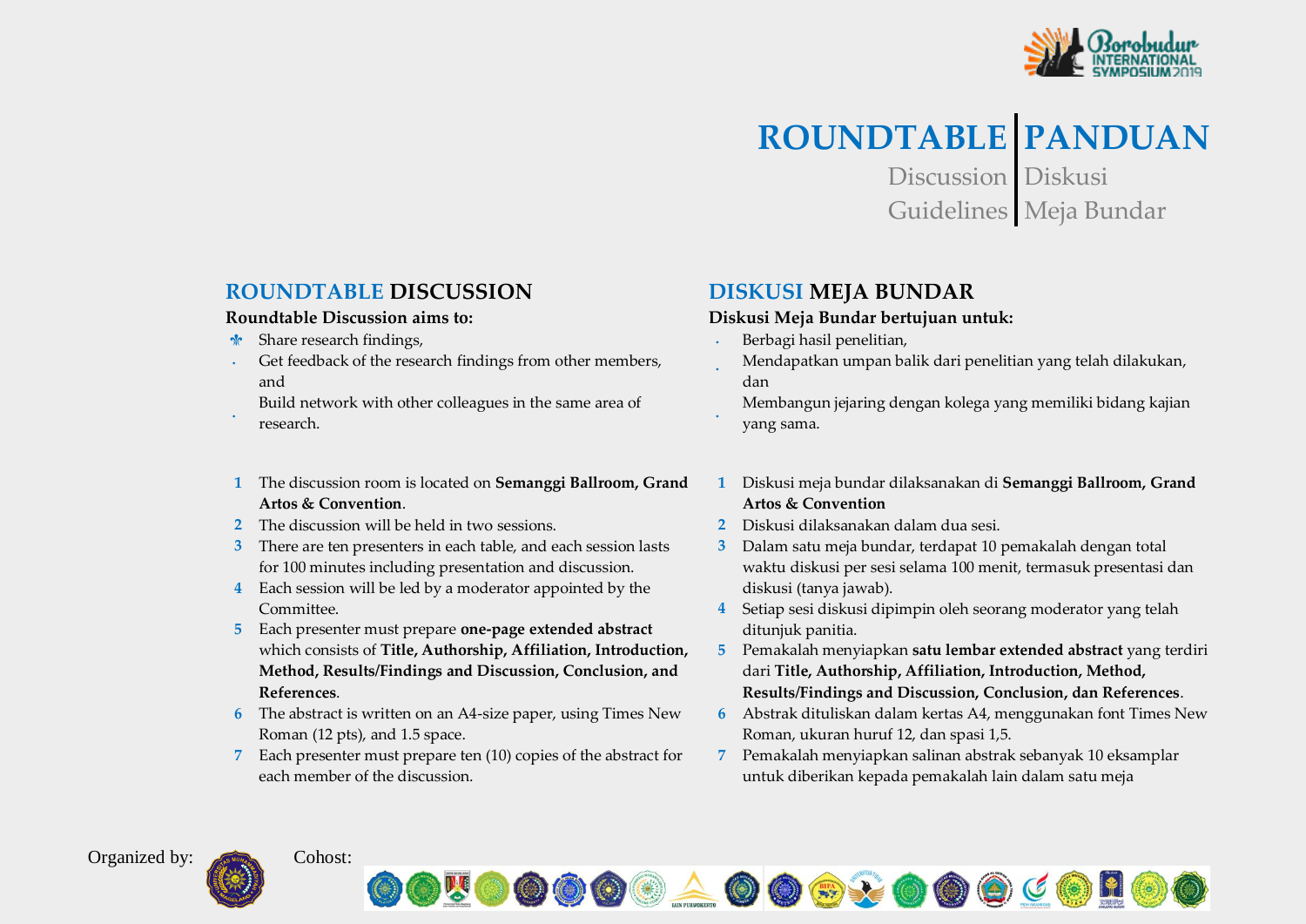# ROUNDTABLE | PANDUAN

Discussion Guidelines | Diskusi Meja Bundar

## ROUNDTABLE DISCUSSION

**Roundtable Discussion aims to:**

- Share research findings,
- Get feedback of the research findings from other members, and
- Build network with other colleagues in the same area of research.

1. The discussion room is located on **Semanggi Ballroom, Grand Artos & Convention**.
2. The discussion will be held in two sessions.
3. There are ten presenters in each table, and each session lasts for 100 minutes including presentation and discussion.
4. Each session will be led by a moderator appointed by the Committee.
5. Each presenter must prepare **one-page extended abstract** which consists of **Title, Authorship, Affiliation, Introduction, Method, Results/Findings and Discussion, Conclusion, and References**.
6. The abstract is written on an A4-size paper, using Times New Roman (12 pts), and 1.5 space.
7. Each presenter must prepare ten (10) copies of the abstract for each member of the discussion.

## DISKUSI MEJA BUNDAR

**Diskusi Meja Bundar bertujuan untuk:**

- Berbagi hasil penelitian,
- Mendapatkan umpan balik dari penelitian yang telah dilakukan, dan
- Membangun jejaring dengan kolega yang memiliki bidang kajian yang sama.

1. Diskusi meja bundar dilaksanakan di **Semanggi Ballroom, Grand Artos & Convention**
2. Diskusi dilaksanakan dalam dua sesi.
3. Dalam satu meja bundar, terdapat 10 pemakalah dengan total waktu diskusi per sesi selama 100 menit, termasuk presentasi dan diskusi (tanya jawab).
4. Setiap sesi diskusi dipimpin oleh seorang moderator yang telah ditunjuk panitia.
5. Pemakalah menyiapkan **satu lembar extended abstract** yang terdiri dari **Title, Authorship, Affiliation, Introduction, Method, Results/Findings and Discussion, Conclusion, dan References**.
6. Abstrak dituliskan dalam kertas A4, menggunakan font Times New Roman, ukuran huruf 12, dan spasi 1,5.
7. Pemakalah menyiapkan salinan abstrak sebanyak 10 eksamplar untuk diberikan kepada pemakalah lain dalam satu meja

Organized by:

Cohost: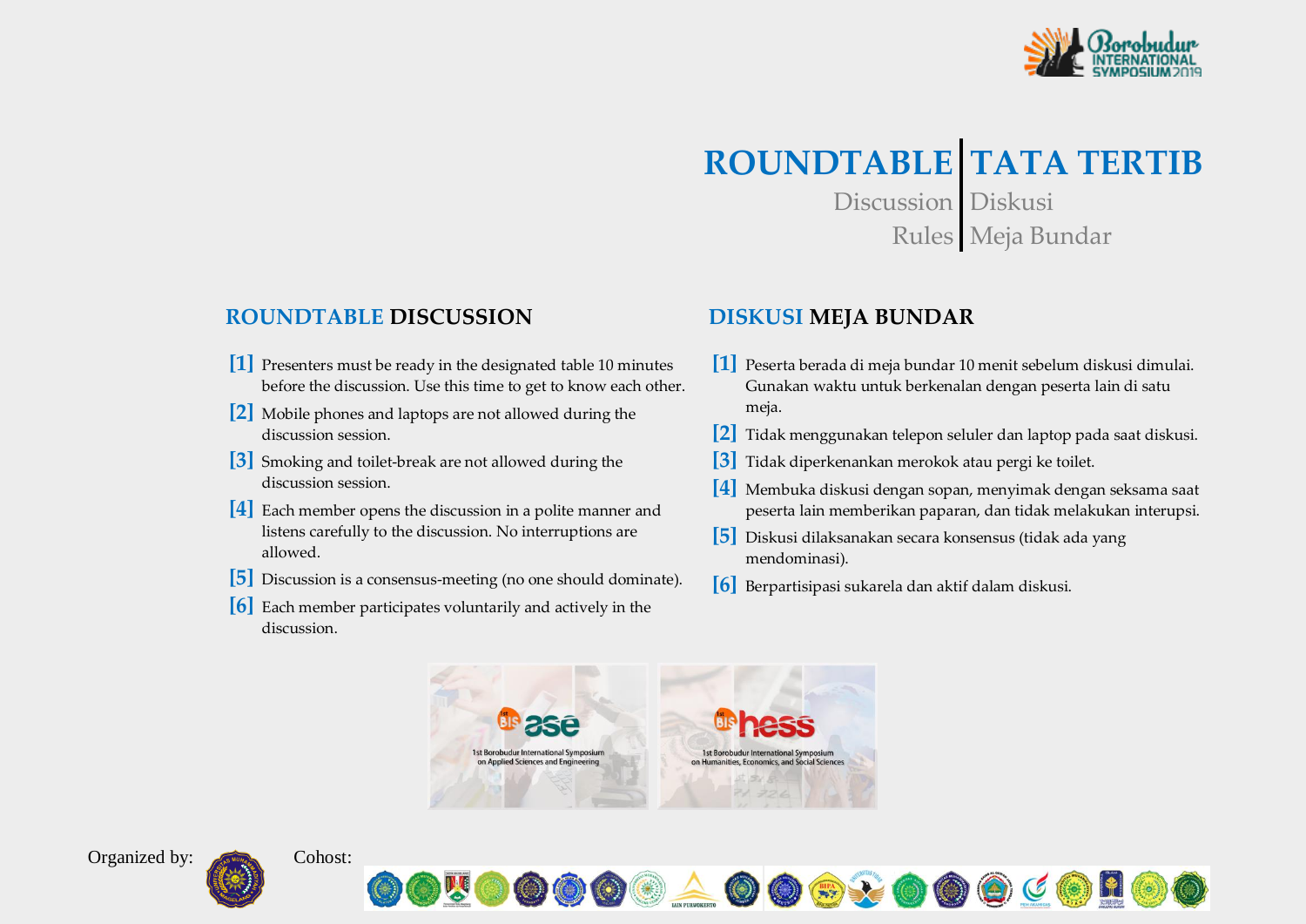# ROUNDTABLE Discussion Rules | TATA TERTIB Diskusi Meja Bundar

## ROUNDTABLE DISCUSSION

[1] Presenters must be ready in the designated table 10 minutes before the discussion. Use this time to get to know each other.

[2] Mobile phones and laptops are not allowed during the discussion session.

[3] Smoking and toilet-break are not allowed during the discussion session.

[4] Each member opens the discussion in a polite manner and listens carefully to the discussion. No interruptions are allowed.

[5] Discussion is a consensus-meeting (no one should dominate).

[6] Each member participates voluntarily and actively in the discussion.

## DISKUSI MEJA BUNDAR

[1] Peserta berada di meja bundar 10 menit sebelum diskusi dimulai. Gunakan waktu untuk berkenalan dengan peserta lain di satu meja.

[2] Tidak menggunakan telepon seluler dan laptop pada saat diskusi.

[3] Tidak diperkenankan merokok atau pergi ke toilet.

[4] Membuka diskusi dengan sopan, menyimak dengan seksama saat peserta lain memberikan paparan, dan tidak melakukan interupsi.

[5] Diskusi dilaksanakan secara konsensus (tidak ada yang mendominasi).

[6] Berpartisipasi sukarela dan aktif dalam diskusi.

1st BIS ase – 1st Borobudur International Symposium on Applied Sciences and Engineering

1st BIS hess – 1st Borobudur International Symposium on Humanities, Economics, and Social Sciences

Organized by:

Cohost: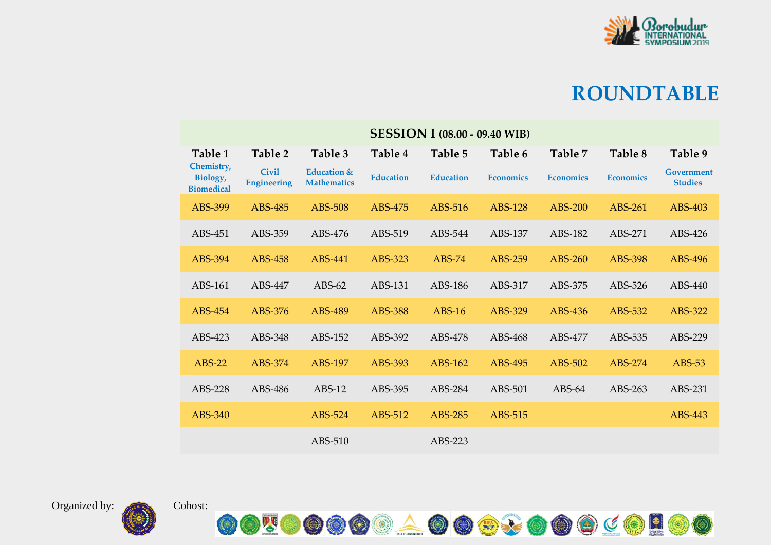# ROUNDTABLE

| SESSION I (08.00 - 09.40 WIB) | | | | | | | | |
|---|---|---|---|---|---|---|---|---|
| Table 1<br>Chemistry, Biology, Biomedical | Table 2<br>Civil Engineering | Table 3<br>Education & Mathematics | Table 4<br>Education | Table 5<br>Education | Table 6<br>Economics | Table 7<br>Economics | Table 8<br>Economics | Table 9<br>Government Studies |
| ABS-399 | ABS-485 | ABS-508 | ABS-475 | ABS-516 | ABS-128 | ABS-200 | ABS-261 | ABS-403 |
| ABS-451 | ABS-359 | ABS-476 | ABS-519 | ABS-544 | ABS-137 | ABS-182 | ABS-271 | ABS-426 |
| ABS-394 | ABS-458 | ABS-441 | ABS-323 | ABS-74 | ABS-259 | ABS-260 | ABS-398 | ABS-496 |
| ABS-161 | ABS-447 | ABS-62 | ABS-131 | ABS-186 | ABS-317 | ABS-375 | ABS-526 | ABS-440 |
| ABS-454 | ABS-376 | ABS-489 | ABS-388 | ABS-16 | ABS-329 | ABS-436 | ABS-532 | ABS-322 |
| ABS-423 | ABS-348 | ABS-152 | ABS-392 | ABS-478 | ABS-468 | ABS-477 | ABS-535 | ABS-229 |
| ABS-22 | ABS-374 | ABS-197 | ABS-393 | ABS-162 | ABS-495 | ABS-502 | ABS-274 | ABS-53 |
| ABS-228 | ABS-486 | ABS-12 | ABS-395 | ABS-284 | ABS-501 | ABS-64 | ABS-263 | ABS-231 |
| ABS-340 | | ABS-524 | ABS-512 | ABS-285 | ABS-515 | | | ABS-443 |
| | | ABS-510 | | ABS-223 | | | | |

Organized by:

Cohost: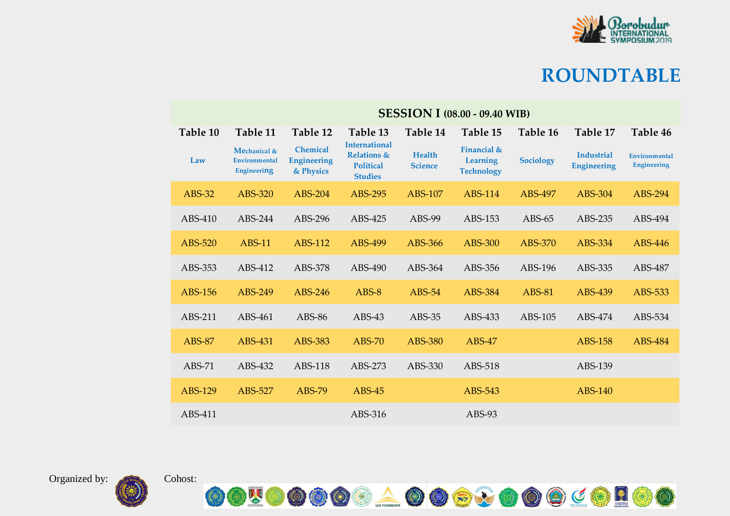# ROUNDTABLE

| SESSION I (08.00 - 09.40 WIB) | | | | | | | | |
|---|---|---|---|---|---|---|---|---|
| **Table 10** | **Table 11** | **Table 12** | **Table 13** | **Table 14** | **Table 15** | **Table 16** | **Table 17** | **Table 46** |
| Law | Mechanical & Environmental Engineering | Chemical Engineering & Physics | International Relations & Political Studies | Health Science | Financial & Learning Technology | Sociology | Industrial Engineering | Environmental Engineering |
| ABS-32 | ABS-320 | ABS-204 | ABS-295 | ABS-107 | ABS-114 | ABS-497 | ABS-304 | ABS-294 |
| ABS-410 | ABS-244 | ABS-296 | ABS-425 | ABS-99 | ABS-153 | ABS-65 | ABS-235 | ABS-494 |
| ABS-520 | ABS-11 | ABS-112 | ABS-499 | ABS-366 | ABS-300 | ABS-370 | ABS-334 | ABS-446 |
| ABS-353 | ABS-412 | ABS-378 | ABS-490 | ABS-364 | ABS-356 | ABS-196 | ABS-335 | ABS-487 |
| ABS-156 | ABS-249 | ABS-246 | ABS-8 | ABS-54 | ABS-384 | ABS-81 | ABS-439 | ABS-533 |
| ABS-211 | ABS-461 | ABS-86 | ABS-43 | ABS-35 | ABS-433 | ABS-105 | ABS-474 | ABS-534 |
| ABS-87 | ABS-431 | ABS-383 | ABS-70 | ABS-380 | ABS-47 | | ABS-158 | ABS-484 |
| ABS-71 | ABS-432 | ABS-118 | ABS-273 | ABS-330 | ABS-518 | | ABS-139 | |
| ABS-129 | ABS-527 | ABS-79 | ABS-45 | | ABS-543 | | ABS-140 | |
| ABS-411 | | | ABS-316 | | ABS-93 | | | |

Organized by: Cohost: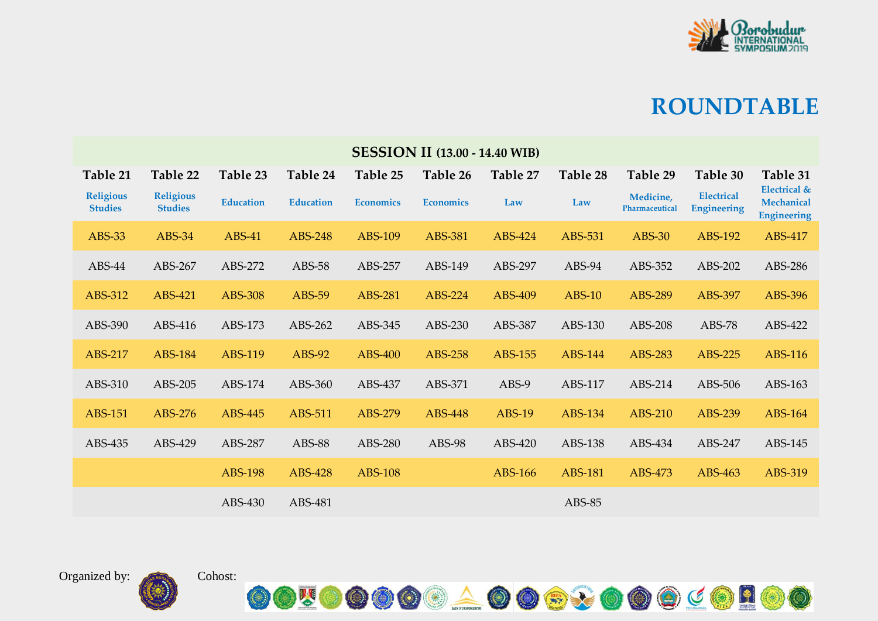# ROUNDTABLE

| SESSION II (13.00 - 14.40 WIB) | | | | | | | | | | |
|---|---|---|---|---|---|---|---|---|---|---|
| **Table 21** | **Table 22** | **Table 23** | **Table 24** | **Table 25** | **Table 26** | **Table 27** | **Table 28** | **Table 29** | **Table 30** | **Table 31** |
| Religious Studies | Religious Studies | Education | Education | Economics | Economics | Law | Law | Medicine, Pharmaceutical | Electrical Engineering | Electrical & Mechanical Engineering |
| ABS-33 | ABS-34 | ABS-41 | ABS-248 | ABS-109 | ABS-381 | ABS-424 | ABS-531 | ABS-30 | ABS-192 | ABS-417 |
| ABS-44 | ABS-267 | ABS-272 | ABS-58 | ABS-257 | ABS-149 | ABS-297 | ABS-94 | ABS-352 | ABS-202 | ABS-286 |
| ABS-312 | ABS-421 | ABS-308 | ABS-59 | ABS-281 | ABS-224 | ABS-409 | ABS-10 | ABS-289 | ABS-397 | ABS-396 |
| ABS-390 | ABS-416 | ABS-173 | ABS-262 | ABS-345 | ABS-230 | ABS-387 | ABS-130 | ABS-208 | ABS-78 | ABS-422 |
| ABS-217 | ABS-184 | ABS-119 | ABS-92 | ABS-400 | ABS-258 | ABS-155 | ABS-144 | ABS-283 | ABS-225 | ABS-116 |
| ABS-310 | ABS-205 | ABS-174 | ABS-360 | ABS-437 | ABS-371 | ABS-9 | ABS-117 | ABS-214 | ABS-506 | ABS-163 |
| ABS-151 | ABS-276 | ABS-445 | ABS-511 | ABS-279 | ABS-448 | ABS-19 | ABS-134 | ABS-210 | ABS-239 | ABS-164 |
| ABS-435 | ABS-429 | ABS-287 | ABS-88 | ABS-280 | ABS-98 | ABS-420 | ABS-138 | ABS-434 | ABS-247 | ABS-145 |
| | | ABS-198 | ABS-428 | ABS-108 | | ABS-166 | ABS-181 | ABS-473 | ABS-463 | ABS-319 |
| | | ABS-430 | ABS-481 | | | | ABS-85 | | | |

Organized by:

Cohost: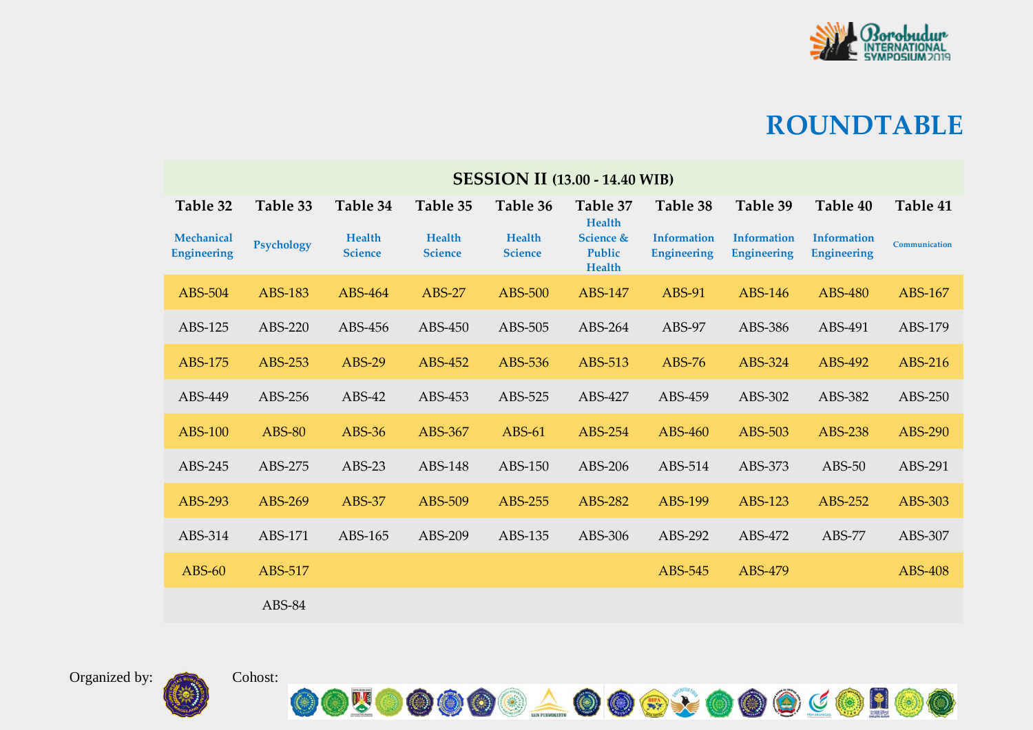# ROUNDTABLE

| SESSION II (13.00 - 14.40 WIB) | | | | | | | | | |
|---|---|---|---|---|---|---|---|---|---|
| Table 32 | Table 33 | Table 34 | Table 35 | Table 36 | Table 37 | Table 38 | Table 39 | Table 40 | Table 41 |
| Mechanical Engineering | Psychology | Health Science | Health Science | Health Science | Health Science & Public Health | Information Engineering | Information Engineering | Information Engineering | Communication |
| ABS-504 | ABS-183 | ABS-464 | ABS-27 | ABS-500 | ABS-147 | ABS-91 | ABS-146 | ABS-480 | ABS-167 |
| ABS-125 | ABS-220 | ABS-456 | ABS-450 | ABS-505 | ABS-264 | ABS-97 | ABS-386 | ABS-491 | ABS-179 |
| ABS-175 | ABS-253 | ABS-29 | ABS-452 | ABS-536 | ABS-513 | ABS-76 | ABS-324 | ABS-492 | ABS-216 |
| ABS-449 | ABS-256 | ABS-42 | ABS-453 | ABS-525 | ABS-427 | ABS-459 | ABS-302 | ABS-382 | ABS-250 |
| ABS-100 | ABS-80 | ABS-36 | ABS-367 | ABS-61 | ABS-254 | ABS-460 | ABS-503 | ABS-238 | ABS-290 |
| ABS-245 | ABS-275 | ABS-23 | ABS-148 | ABS-150 | ABS-206 | ABS-514 | ABS-373 | ABS-50 | ABS-291 |
| ABS-293 | ABS-269 | ABS-37 | ABS-509 | ABS-255 | ABS-282 | ABS-199 | ABS-123 | ABS-252 | ABS-303 |
| ABS-314 | ABS-171 | ABS-165 | ABS-209 | ABS-135 | ABS-306 | ABS-292 | ABS-472 | ABS-77 | ABS-307 |
| ABS-60 | ABS-517 | | | | | ABS-545 | ABS-479 | | ABS-408 |
| | ABS-84 | | | | | | | | |

Organized by:

Cohost: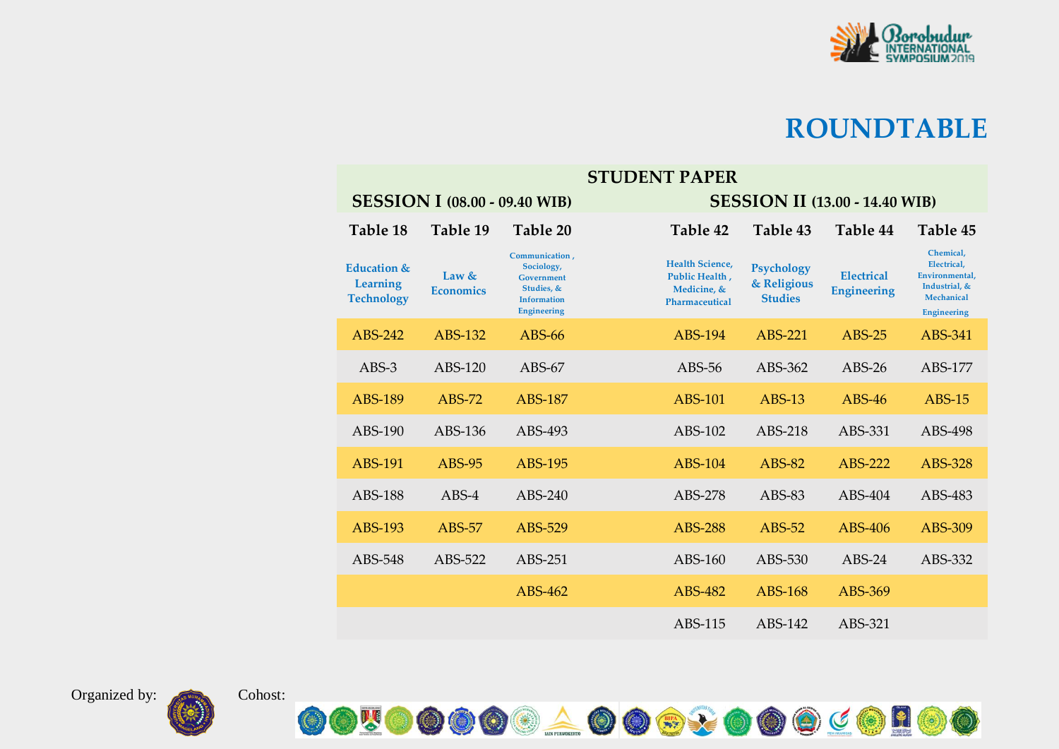# ROUNDTABLE

| STUDENT PAPER | | | | | | |
|---|---|---|---|---|---|---|
| **SESSION I (08.00 - 09.40 WIB)** | | | **SESSION II (13.00 - 14.40 WIB)** | | | |
| **Table 18** | **Table 19** | **Table 20** | **Table 42** | **Table 43** | **Table 44** | **Table 45** |
| Education & Learning Technology | Law & Economics | Communication , Sociology, Government Studies, & Information Engineering | Health Science, Public Health , Medicine, & Pharmaceutical | Psychology & Religious Studies | Electrical Engineering | Chemical, Electrical, Environmental, Industrial, & Mechanical Engineering |
| ABS-242 | ABS-132 | ABS-66 | ABS-194 | ABS-221 | ABS-25 | ABS-341 |
| ABS-3 | ABS-120 | ABS-67 | ABS-56 | ABS-362 | ABS-26 | ABS-177 |
| ABS-189 | ABS-72 | ABS-187 | ABS-101 | ABS-13 | ABS-46 | ABS-15 |
| ABS-190 | ABS-136 | ABS-493 | ABS-102 | ABS-218 | ABS-331 | ABS-498 |
| ABS-191 | ABS-95 | ABS-195 | ABS-104 | ABS-82 | ABS-222 | ABS-328 |
| ABS-188 | ABS-4 | ABS-240 | ABS-278 | ABS-83 | ABS-404 | ABS-483 |
| ABS-193 | ABS-57 | ABS-529 | ABS-288 | ABS-52 | ABS-406 | ABS-309 |
| ABS-548 | ABS-522 | ABS-251 | ABS-160 | ABS-530 | ABS-24 | ABS-332 |
| | | ABS-462 | ABS-482 | ABS-168 | ABS-369 | |
| | | | ABS-115 | ABS-142 | ABS-321 | |

Organized by:

Cohost: